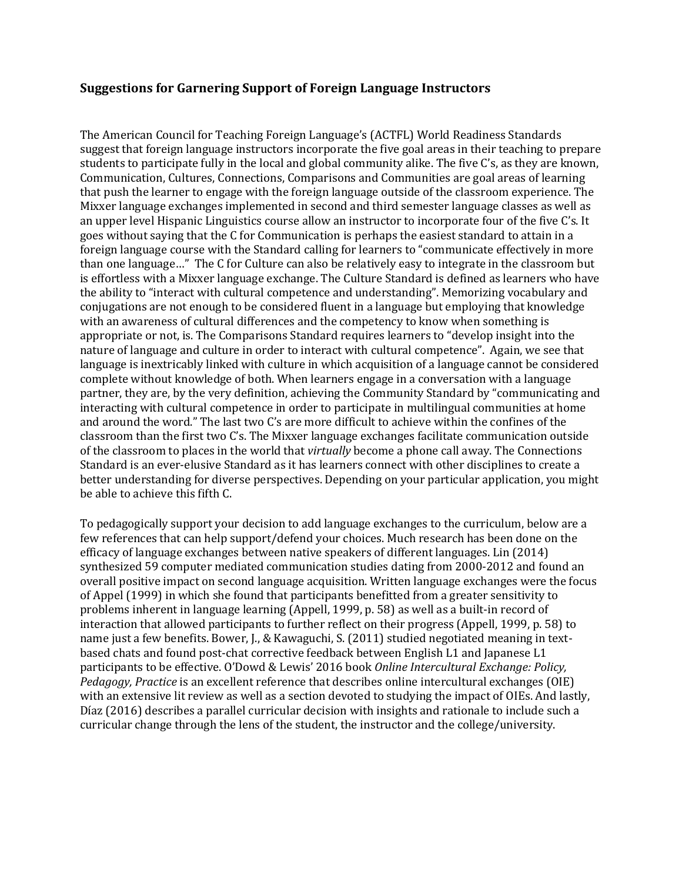## Suggestions for Garnering Support of Foreign Language Instructors

The American Council for Teaching Foreign Language's (ACTFL) World Readiness Standards suggest that foreign language instructors incorporate the five goal areas in their teaching to prepare students to participate fully in the local and global community alike. The five C's, as they are known, Communication, Cultures, Connections, Comparisons and Communities are goal areas of learning that push the learner to engage with the foreign language outside of the classroom experience. The Mixxer language exchanges implemented in second and third semester language classes as well as an upper level Hispanic Linguistics course allow an instructor to incorporate four of the five C's. It goes without saying that the C for Communication is perhaps the easiest standard to attain in a foreign language course with the Standard calling for learners to "communicate effectively in more than one language…" The C for Culture can also be relatively easy to integrate in the classroom but is effortless with a Mixxer language exchange. The Culture Standard is defined as learners who have the ability to "interact with cultural competence and understanding". Memorizing vocabulary and conjugations are not enough to be considered fluent in a language but employing that knowledge with an awareness of cultural differences and the competency to know when something is appropriate or not, is. The Comparisons Standard requires learners to "develop insight into the nature of language and culture in order to interact with cultural competence". Again, we see that language is inextricably linked with culture in which acquisition of a language cannot be considered complete without knowledge of both. When learners engage in a conversation with a language partner, they are, by the very definition, achieving the Community Standard by "communicating and interacting with cultural competence in order to participate in multilingual communities at home and around the word." The last two C's are more difficult to achieve within the confines of the classroom than the first two C's. The Mixxer language exchanges facilitate communication outside of the classroom to places in the world that *virtually* become a phone call away. The Connections Standard is an ever-elusive Standard as it has learners connect with other disciplines to create a better understanding for diverse perspectives. Depending on your particular application, you might be able to achieve this fifth C.

To pedagogically support your decision to add language exchanges to the curriculum, below are a few references that can help support/defend your choices. Much research has been done on the efficacy of language exchanges between native speakers of different languages. Lin (2014) synthesized 59 computer mediated communication studies dating from 2000-2012 and found an overall positive impact on second language acquisition. Written language exchanges were the focus of Appel (1999) in which she found that participants benefitted from a greater sensitivity to problems inherent in language learning (Appell, 1999, p. 58) as well as a built-in record of interaction that allowed participants to further reflect on their progress (Appell, 1999, p. 58) to name just a few benefits. Bower, J., & Kawaguchi, S. (2011) studied negotiated meaning in text-based chats and found post-chat corrective feedback between English L1 and Japanese L1 participants to be effective. O'Dowd & Lewis' 2016 book *Online Intercultural Exchange: Policy, Pedagogy, Practice* is an excellent reference that describes online intercultural exchanges (OIE) with an extensive lit review as well as a section devoted to studying the impact of OIEs. And lastly, Díaz (2016) describes a parallel curricular decision with insights and rationale to include such a curricular change through the lens of the student, the instructor and the college/university.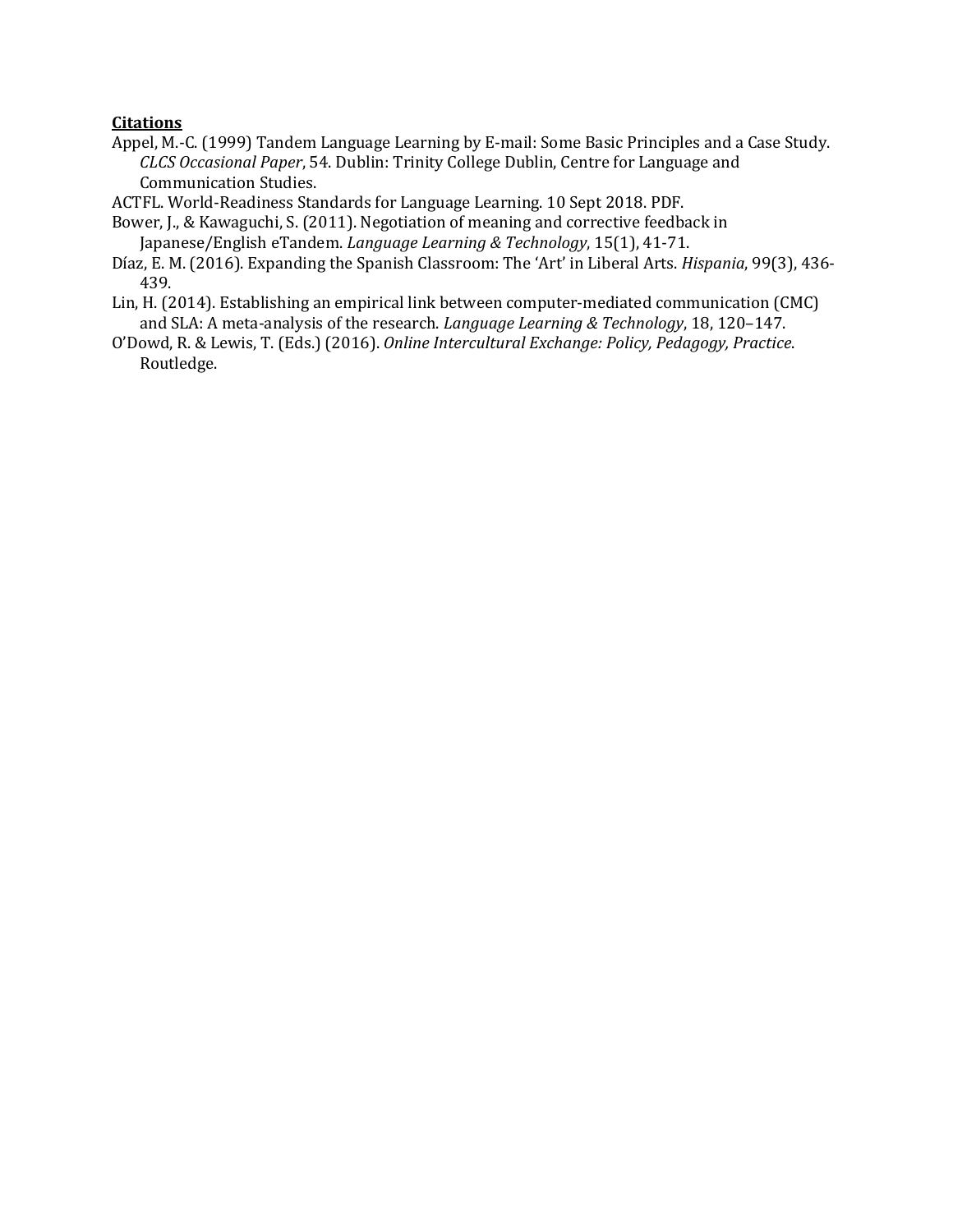**Citations**

Appel, M.-C. (1999) Tandem Language Learning by E-mail: Some Basic Principles and a Case Study. *CLCS Occasional Paper*, 54. Dublin: Trinity College Dublin, Centre for Language and Communication Studies.

ACTFL. World-Readiness Standards for Language Learning. 10 Sept 2018. PDF.

Bower, J., & Kawaguchi, S. (2011). Negotiation of meaning and corrective feedback in Japanese/English eTandem. *Language Learning & Technology*, 15(1), 41-71.

Díaz, E. M. (2016). Expanding the Spanish Classroom: The 'Art' in Liberal Arts. *Hispania*, 99(3), 436-439.

Lin, H. (2014). Establishing an empirical link between computer-mediated communication (CMC) and SLA: A meta-analysis of the research. *Language Learning & Technology*, 18, 120–147.

O'Dowd, R. & Lewis, T. (Eds.) (2016). *Online Intercultural Exchange: Policy, Pedagogy, Practice*. Routledge.